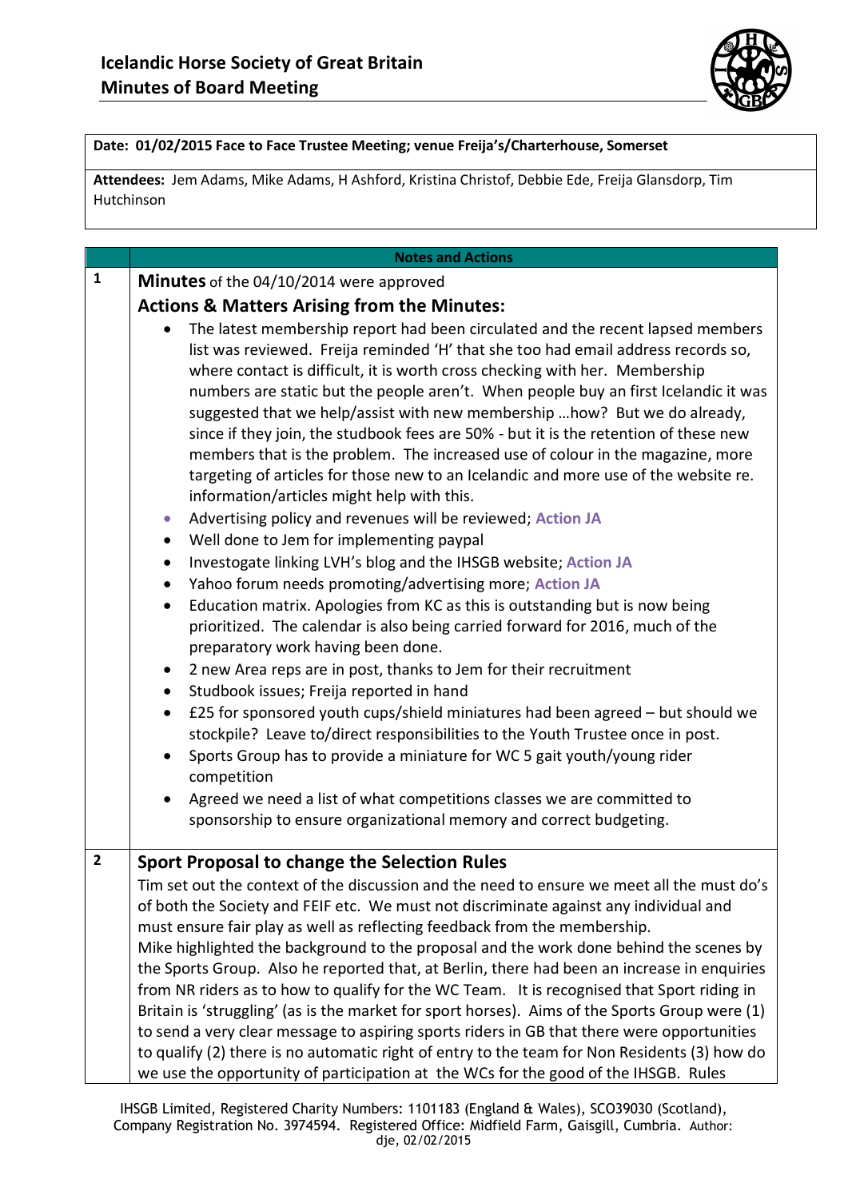# Icelandic Horse Society of Great Britain
## Minutes of Board Meeting

**Date: 01/02/2015 Face to Face Trustee Meeting; venue Freija's/Charterhouse, Somerset**

**Attendees:** Jem Adams, Mike Adams, H Ashford, Kristina Christof, Debbie Ede, Freija Glansdorp, Tim Hutchinson

| | Notes and Actions |
|---|---|
| 1 | **Minutes** of the 04/10/2014 were approved<br>**Actions & Matters Arising from the Minutes:**<br>• The latest membership report had been circulated and the recent lapsed members list was reviewed. Freija reminded 'H' that she too had email address records so, where contact is difficult, it is worth cross checking with her. Membership numbers are static but the people aren't. When people buy an first Icelandic it was suggested that we help/assist with new membership …how? But we do already, since if they join, the studbook fees are 50% - but it is the retention of these new members that is the problem. The increased use of colour in the magazine, more targeting of articles for those new to an Icelandic and more use of the website re. information/articles might help with this.<br>• Advertising policy and revenues will be reviewed; **Action JA**<br>• Well done to Jem for implementing paypal<br>• Investigate linking LVH's blog and the IHSGB website; **Action JA**<br>• Yahoo forum needs promoting/advertising more; **Action JA**<br>• Education matrix. Apologies from KC as this is outstanding but is now being prioritized. The calendar is also being carried forward for 2016, much of the preparatory work having been done.<br>• 2 new Area reps are in post, thanks to Jem for their recruitment<br>• Studbook issues; Freija reported in hand<br>• £25 for sponsored youth cups/shield miniatures had been agreed – but should we stockpile? Leave to/direct responsibilities to the Youth Trustee once in post.<br>• Sports Group has to provide a miniature for WC 5 gait youth/young rider competition<br>• Agreed we need a list of what competitions classes we are committed to sponsorship to ensure organizational memory and correct budgeting. |
| 2 | **Sport Proposal to change the Selection Rules**<br>Tim set out the context of the discussion and the need to ensure we meet all the must do's of both the Society and FEIF etc. We must not discriminate against any individual and must ensure fair play as well as reflecting feedback from the membership.<br>Mike highlighted the background to the proposal and the work done behind the scenes by the Sports Group. Also he reported that, at Berlin, there had been an increase in enquiries from NR riders as to how to qualify for the WC Team. It is recognised that Sport riding in Britain is 'struggling' (as is the market for sport horses). Aims of the Sports Group were (1) to send a very clear message to aspiring sports riders in GB that there were opportunities to qualify (2) there is no automatic right of entry to the team for Non Residents (3) how do we use the opportunity of participation at the WCs for the good of the IHSGB. Rules |

IHSGB Limited, Registered Charity Numbers: 1101183 (England & Wales), SCO39030 (Scotland), Company Registration No. 3974594. Registered Office: Midfield Farm, Gaisgill, Cumbria. Author: dje, 02/02/2015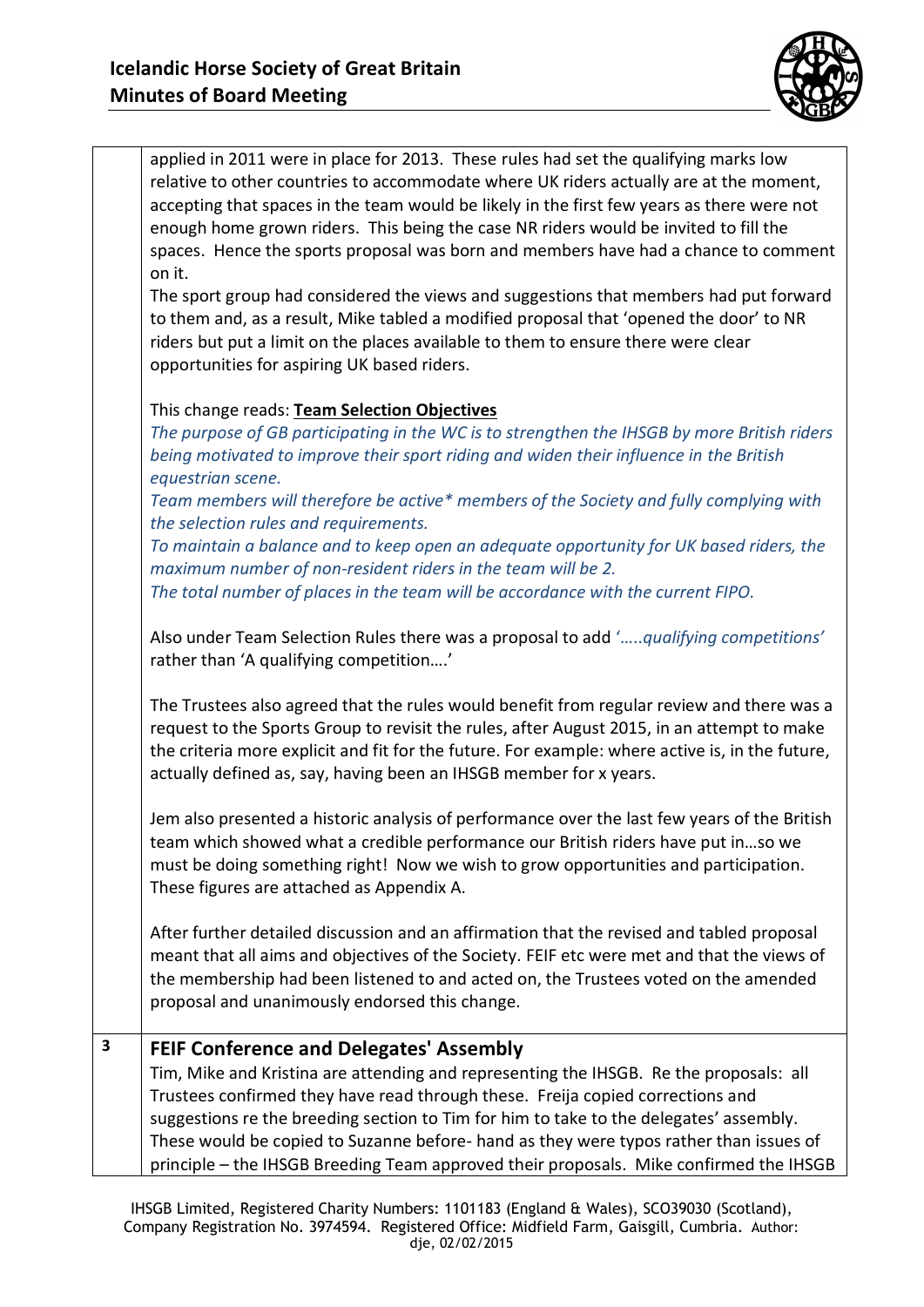applied in 2011 were in place for 2013. These rules had set the qualifying marks low relative to other countries to accommodate where UK riders actually are at the moment, accepting that spaces in the team would be likely in the first few years as there were not enough home grown riders. This being the case NR riders would be invited to fill the spaces. Hence the sports proposal was born and members have had a chance to comment on it.

The sport group had considered the views and suggestions that members had put forward to them and, as a result, Mike tabled a modified proposal that 'opened the door' to NR riders but put a limit on the places available to them to ensure there were clear opportunities for aspiring UK based riders.

This change reads: **<u>Team Selection Objectives</u>**

*The purpose of GB participating in the WC is to strengthen the IHSGB by more British riders being motivated to improve their sport riding and widen their influence in the British equestrian scene.*

*Team members will therefore be active* members of the Society and fully complying with the selection rules and requirements.*

*To maintain a balance and to keep open an adequate opportunity for UK based riders, the maximum number of non-resident riders in the team will be 2.*

*The total number of places in the team will be accordance with the current FIPO.*

Also under Team Selection Rules there was a proposal to add '*.....qualifying competitions*' rather than 'A qualifying competition….'

The Trustees also agreed that the rules would benefit from regular review and there was a request to the Sports Group to revisit the rules, after August 2015, in an attempt to make the criteria more explicit and fit for the future. For example: where active is, in the future, actually defined as, say, having been an IHSGB member for x years.

Jem also presented a historic analysis of performance over the last few years of the British team which showed what a credible performance our British riders have put in…so we must be doing something right! Now we wish to grow opportunities and participation. These figures are attached as Appendix A.

After further detailed discussion and an affirmation that the revised and tabled proposal meant that all aims and objectives of the Society. FEIF etc were met and that the views of the membership had been listened to and acted on, the Trustees voted on the amended proposal and unanimously endorsed this change.

## 3 FEIF Conference and Delegates' Assembly

Tim, Mike and Kristina are attending and representing the IHSGB. Re the proposals: all Trustees confirmed they have read through these. Freija copied corrections and suggestions re the breeding section to Tim for him to take to the delegates' assembly. These would be copied to Suzanne before- hand as they were typos rather than issues of principle – the IHSGB Breeding Team approved their proposals. Mike confirmed the IHSGB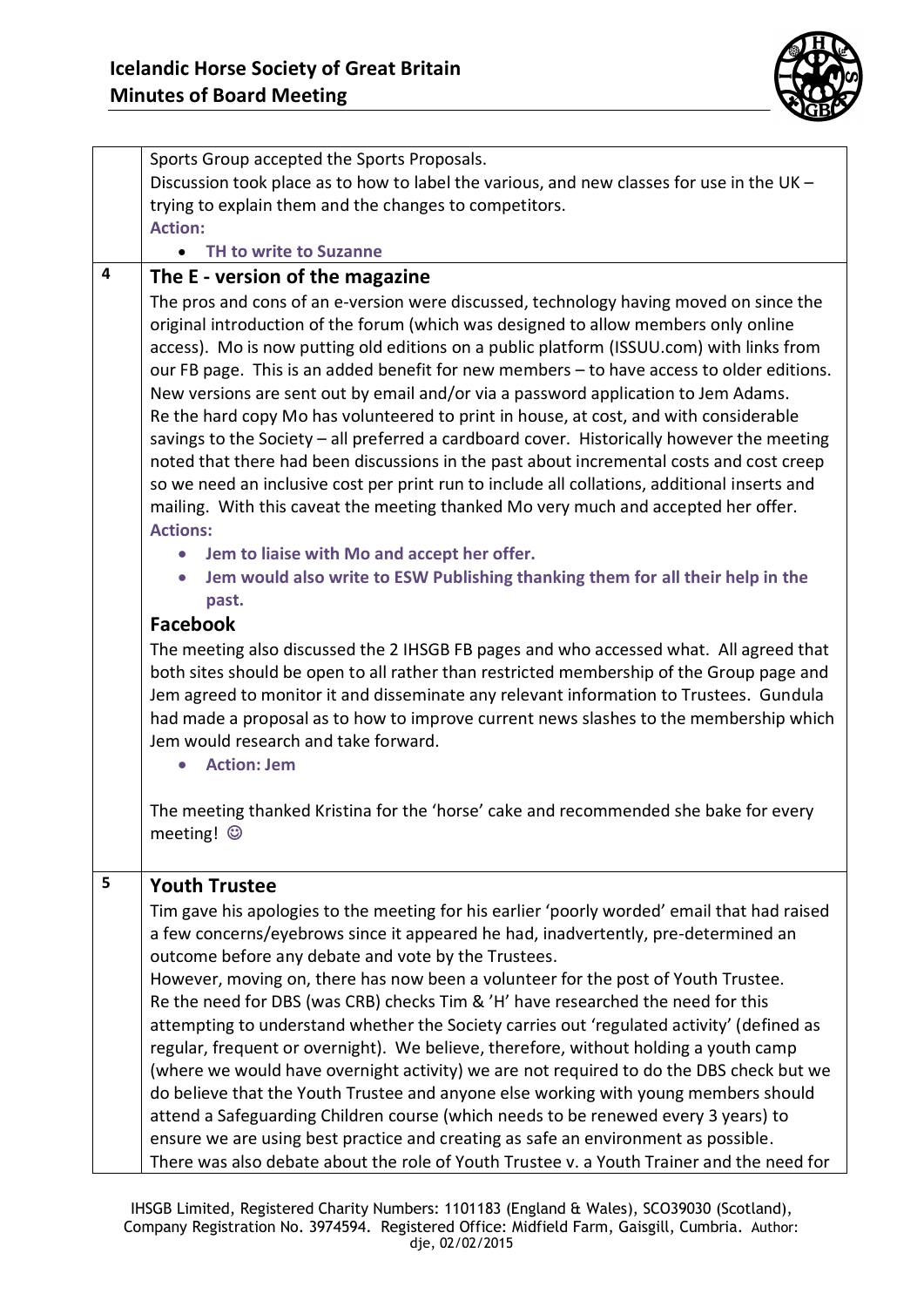Sports Group accepted the Sports Proposals.

Discussion took place as to how to label the various, and new classes for use in the UK – trying to explain them and the changes to competitors.

**Action:**

- **TH to write to Suzanne**

## 4 The E - version of the magazine

The pros and cons of an e-version were discussed, technology having moved on since the original introduction of the forum (which was designed to allow members only online access). Mo is now putting old editions on a public platform (ISSUU.com) with links from our FB page. This is an added benefit for new members – to have access to older editions. New versions are sent out by email and/or via a password application to Jem Adams.

Re the hard copy Mo has volunteered to print in house, at cost, and with considerable savings to the Society – all preferred a cardboard cover. Historically however the meeting noted that there had been discussions in the past about incremental costs and cost creep so we need an inclusive cost per print run to include all collations, additional inserts and mailing. With this caveat the meeting thanked Mo very much and accepted her offer.

**Actions:**

- **Jem to liaise with Mo and accept her offer.**
- **Jem would also write to ESW Publishing thanking them for all their help in the past.**

### Facebook

The meeting also discussed the 2 IHSGB FB pages and who accessed what. All agreed that both sites should be open to all rather than restricted membership of the Group page and Jem agreed to monitor it and disseminate any relevant information to Trustees. Gundula had made a proposal as to how to improve current news slashes to the membership which Jem would research and take forward.

- **Action: Jem**

The meeting thanked Kristina for the 'horse' cake and recommended she bake for every meeting! ☺

## 5 Youth Trustee

Tim gave his apologies to the meeting for his earlier 'poorly worded' email that had raised a few concerns/eyebrows since it appeared he had, inadvertently, pre-determined an outcome before any debate and vote by the Trustees.

However, moving on, there has now been a volunteer for the post of Youth Trustee.

Re the need for DBS (was CRB) checks Tim & 'H' have researched the need for this attempting to understand whether the Society carries out 'regulated activity' (defined as regular, frequent or overnight). We believe, therefore, without holding a youth camp (where we would have overnight activity) we are not required to do the DBS check but we do believe that the Youth Trustee and anyone else working with young members should attend a Safeguarding Children course (which needs to be renewed every 3 years) to ensure we are using best practice and creating as safe an environment as possible.

There was also debate about the role of Youth Trustee v. a Youth Trainer and the need for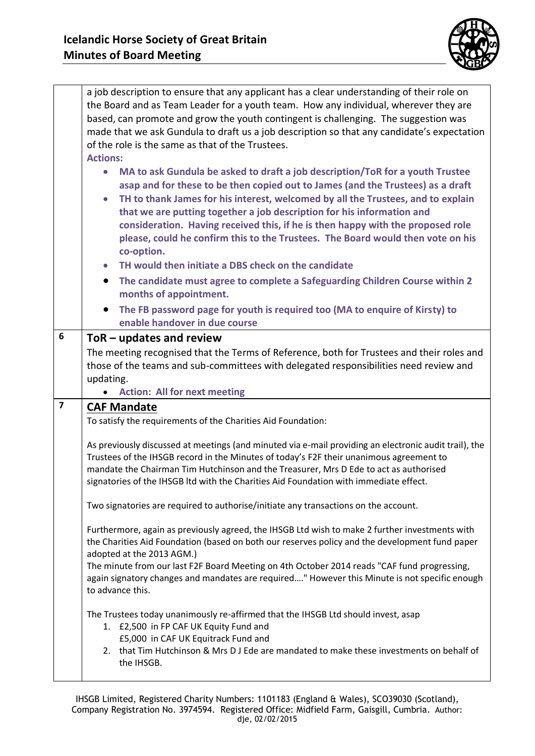| | |
|---|---|
| | a job description to ensure that any applicant has a clear understanding of their role on the Board and as Team Leader for a youth team. How any individual, wherever they are based, can promote and grow the youth contingent is challenging. The suggestion was made that we ask Gundula to draft us a job description so that any candidate's expectation of the role is the same as that of the Trustees.<br>**Actions:**<br>• **MA to ask Gundula be asked to draft a job description/ToR for a youth Trustee asap and for these to be then copied out to James (and the Trustees) as a draft**<br>• **TH to thank James for his interest, welcomed by all the Trustees, and to explain that we are putting together a job description for his information and consideration. Having received this, if he is then happy with the proposed role please, could he confirm this to the Trustees. The Board would then vote on his co-option.**<br>• **TH would then initiate a DBS check on the candidate**<br>• **The candidate must agree to complete a Safeguarding Children Course within 2 months of appointment.**<br>• **The FB password page for youth is required too (MA to enquire of Kirsty) to enable handover in due course** |
| 6 | **ToR – updates and review**<br>The meeting recognised that the Terms of Reference, both for Trustees and their roles and those of the teams and sub-committees with delegated responsibilities need review and updating.<br>• **Action: All for next meeting** |
| 7 | **CAF Mandate**<br>To satisfy the requirements of the Charities Aid Foundation:<br><br>As previously discussed at meetings (and minuted via e-mail providing an electronic audit trail), the Trustees of the IHSGB record in the Minutes of today's F2F their unanimous agreement to mandate the Chairman Tim Hutchinson and the Treasurer, Mrs D Ede to act as authorised signatories of the IHSGB ltd with the Charities Aid Foundation with immediate effect.<br><br>Two signatories are required to authorise/initiate any transactions on the account.<br><br>Furthermore, again as previously agreed, the IHSGB Ltd wish to make 2 further investments with the Charities Aid Foundation (based on both our reserves policy and the development fund paper adopted at the 2013 AGM.)<br>The minute from our last F2F Board Meeting on 4th October 2014 reads "CAF fund progressing, again signatory changes and mandates are required…." However this Minute is not specific enough to advance this.<br><br>The Trustees today unanimously re-affirmed that the IHSGB Ltd should invest, asap<br>1. £2,500 in FP CAF UK Equity Fund and<br>£5,000 in CAF UK Equitrack Fund and<br>2. that Tim Hutchinson & Mrs D J Ede are mandated to make these investments on behalf of the IHSGB. |

IHSGB Limited, Registered Charity Numbers: 1101183 (England & Wales), SCO39030 (Scotland), Company Registration No. 3974594. Registered Office: Midfield Farm, Gaisgill, Cumbria. Author: dje, 02/02/2015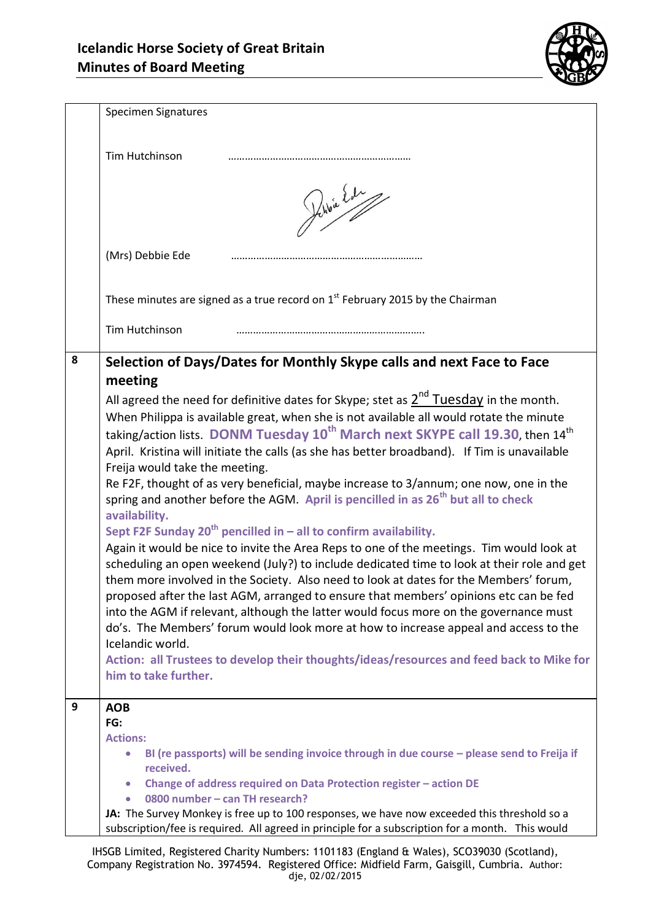| | |
|---|---|
| | Specimen Signatures<br><br>Tim Hutchinson ………………………………………………………<br><br>(Mrs) Debbie Ede ………………………………………………………<br><br>These minutes are signed as a true record on 1st February 2015 by the Chairman<br><br>Tim Hutchinson ……………………………………………………… |
| 8 | **Selection of Days/Dates for Monthly Skype calls and next Face to Face meeting**<br>All agreed the need for definitive dates for Skype; stet as <u>2nd Tuesday</u> in the month. When Philippa is available great, when she is not available all would rotate the minute taking/action lists. **DONM Tuesday 10th March next SKYPE call 19.30**, then 14th April. Kristina will initiate the calls (as she has better broadband). If Tim is unavailable Freija would take the meeting.<br>Re F2F, thought of as very beneficial, maybe increase to 3/annum; one now, one in the spring and another before the AGM. **April is pencilled in as 26th but all to check availability.**<br>**Sept F2F Sunday 20th pencilled in – all to confirm availability.**<br>Again it would be nice to invite the Area Reps to one of the meetings. Tim would look at scheduling an open weekend (July?) to include dedicated time to look at their role and get them more involved in the Society. Also need to look at dates for the Members' forum, proposed after the last AGM, arranged to ensure that members' opinions etc can be fed into the AGM if relevant, although the latter would focus more on the governance must do's. The Members' forum would look more at how to increase appeal and access to the Icelandic world.<br>**Action: all Trustees to develop their thoughts/ideas/resources and feed back to Mike for him to take further.** |
| 9 | **AOB**<br>**FG:**<br>**Actions:**<br>• **BI (re passports) will be sending invoice through in due course – please send to Freija if received.**<br>• **Change of address required on Data Protection register – action DE**<br>• **0800 number – can TH research?**<br>**JA:** The Survey Monkey is free up to 100 responses, we have now exceeded this threshold so a subscription/fee is required. All agreed in principle for a subscription for a month. This would |

IHSGB Limited, Registered Charity Numbers: 1101183 (England & Wales), SCO39030 (Scotland), Company Registration No. 3974594. Registered Office: Midfield Farm, Gaisgill, Cumbria. Author: dje, 02/02/2015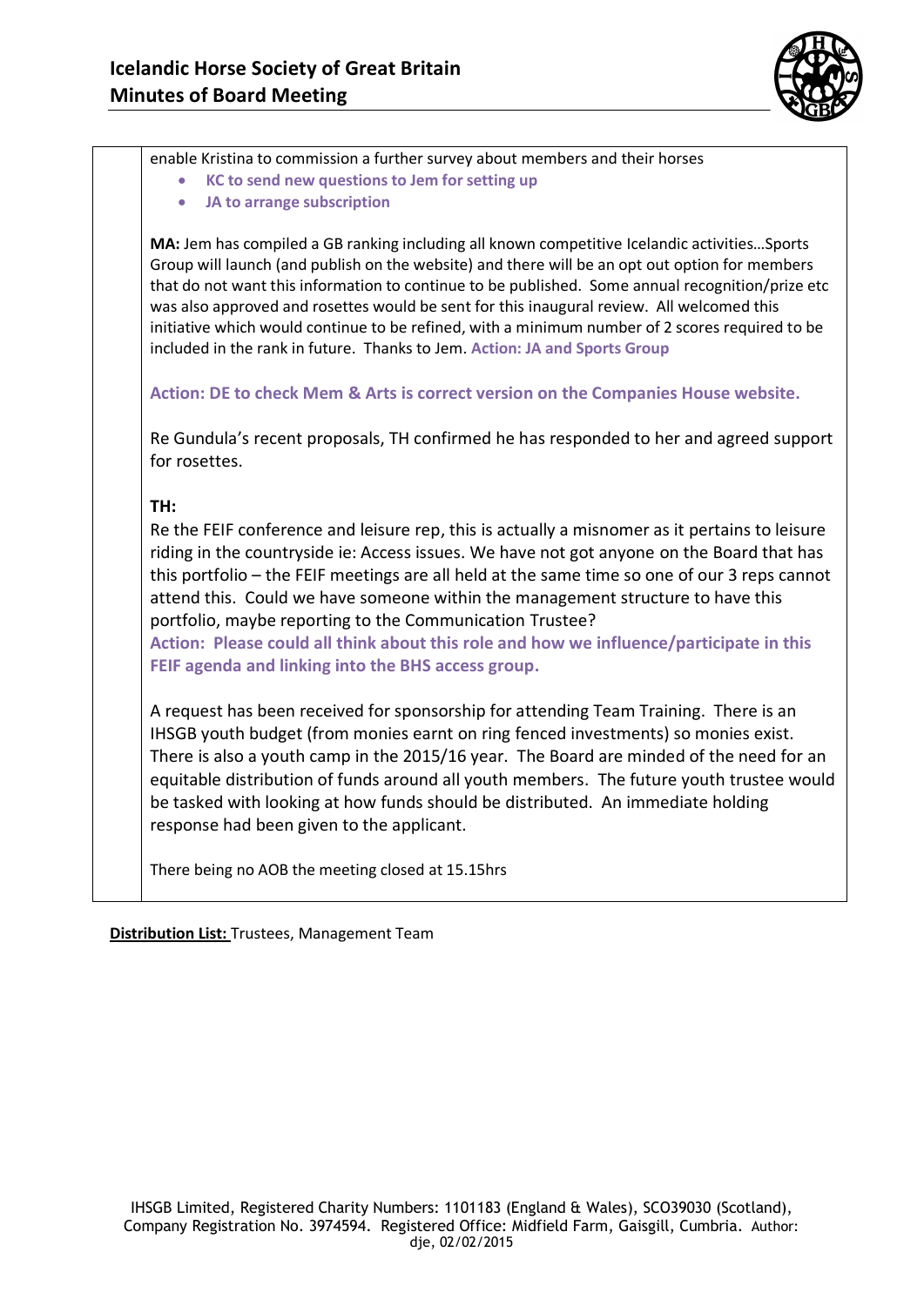enable Kristina to commission a further survey about members and their horses

- **KC to send new questions to Jem for setting up**
- **JA to arrange subscription**

**MA:** Jem has compiled a GB ranking including all known competitive Icelandic activities…Sports Group will launch (and publish on the website) and there will be an opt out option for members that do not want this information to continue to be published. Some annual recognition/prize etc was also approved and rosettes would be sent for this inaugural review. All welcomed this initiative which would continue to be refined, with a minimum number of 2 scores required to be included in the rank in future. Thanks to Jem. **Action: JA and Sports Group**

**Action: DE to check Mem & Arts is correct version on the Companies House website.**

Re Gundula's recent proposals, TH confirmed he has responded to her and agreed support for rosettes.

**TH:**

Re the FEIF conference and leisure rep, this is actually a misnomer as it pertains to leisure riding in the countryside ie: Access issues. We have not got anyone on the Board that has this portfolio – the FEIF meetings are all held at the same time so one of our 3 reps cannot attend this. Could we have someone within the management structure to have this portfolio, maybe reporting to the Communication Trustee?

**Action: Please could all think about this role and how we influence/participate in this FEIF agenda and linking into the BHS access group.**

A request has been received for sponsorship for attending Team Training. There is an IHSGB youth budget (from monies earnt on ring fenced investments) so monies exist. There is also a youth camp in the 2015/16 year. The Board are minded of the need for an equitable distribution of funds around all youth members. The future youth trustee would be tasked with looking at how funds should be distributed. An immediate holding response had been given to the applicant.

There being no AOB the meeting closed at 15.15hrs

**Distribution List:** Trustees, Management Team